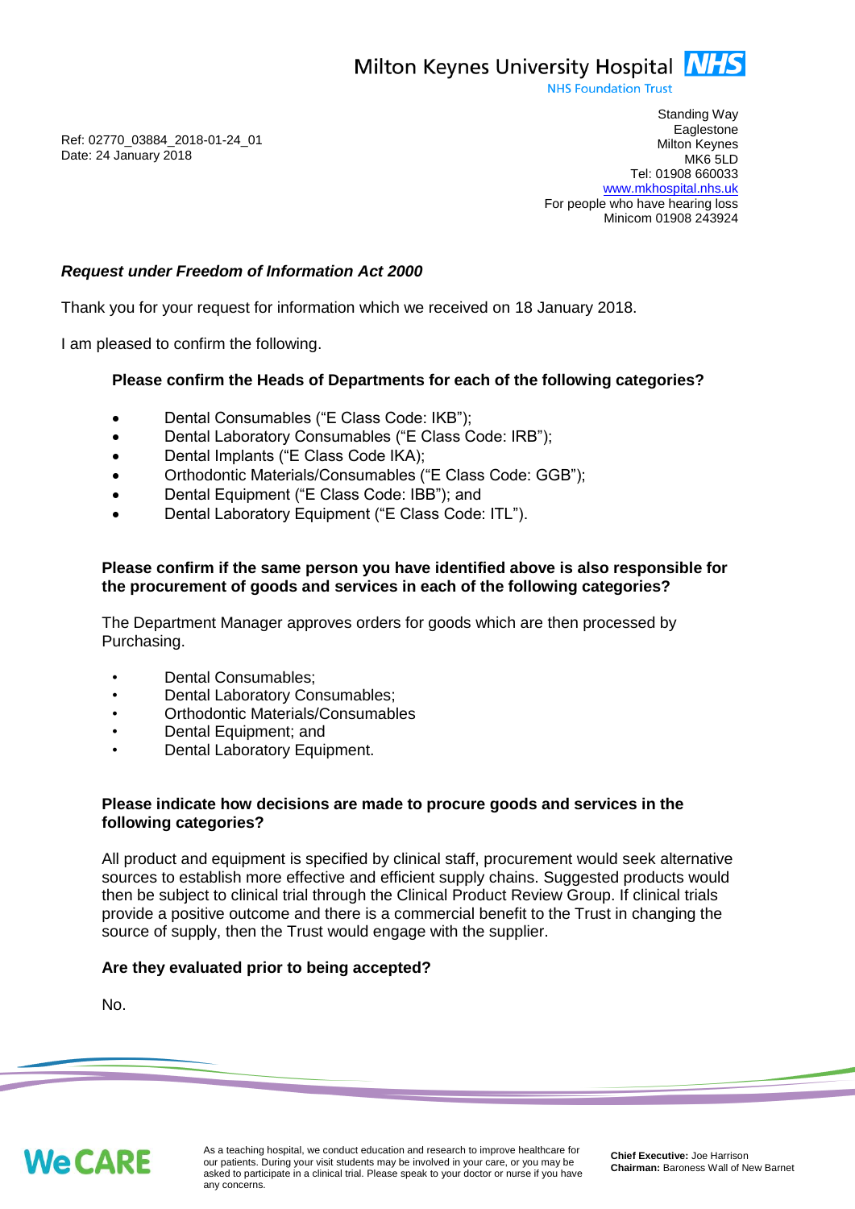Milton Keynes University Hospital NHS
NHS Foundation Trust

Ref: 02770_03884_2018-01-24_01
Date: 24 January 2018

Standing Way
Eaglestone
Milton Keynes
MK6 5LD
Tel: 01908 660033
www.mkhospital.nhs.uk
For people who have hearing loss
Minicom 01908 243924

***Request under Freedom of Information Act 2000***

Thank you for your request for information which we received on 18 January 2018.

I am pleased to confirm the following.

**Please confirm the Heads of Departments for each of the following categories?**

- Dental Consumables ("E Class Code: IKB");
- Dental Laboratory Consumables ("E Class Code: IRB");
- Dental Implants ("E Class Code IKA);
- Orthodontic Materials/Consumables ("E Class Code: GGB");
- Dental Equipment ("E Class Code: IBB"); and
- Dental Laboratory Equipment ("E Class Code: ITL").

**Please confirm if the same person you have identified above is also responsible for the procurement of goods and services in each of the following categories?**

The Department Manager approves orders for goods which are then processed by Purchasing.

- Dental Consumables;
- Dental Laboratory Consumables;
- Orthodontic Materials/Consumables
- Dental Equipment; and
- Dental Laboratory Equipment.

**Please indicate how decisions are made to procure goods and services in the following categories?**

All product and equipment is specified by clinical staff, procurement would seek alternative sources to establish more effective and efficient supply chains. Suggested products would then be subject to clinical trial through the Clinical Product Review Group. If clinical trials provide a positive outcome and there is a commercial benefit to the Trust in changing the source of supply, then the Trust would engage with the supplier.

**Are they evaluated prior to being accepted?**

No.

We CARE

As a teaching hospital, we conduct education and research to improve healthcare for our patients. During your visit students may be involved in your care, or you may be asked to participate in a clinical trial. Please speak to your doctor or nurse if you have any concerns.

**Chief Executive:** Joe Harrison
**Chairman:** Baroness Wall of New Barnet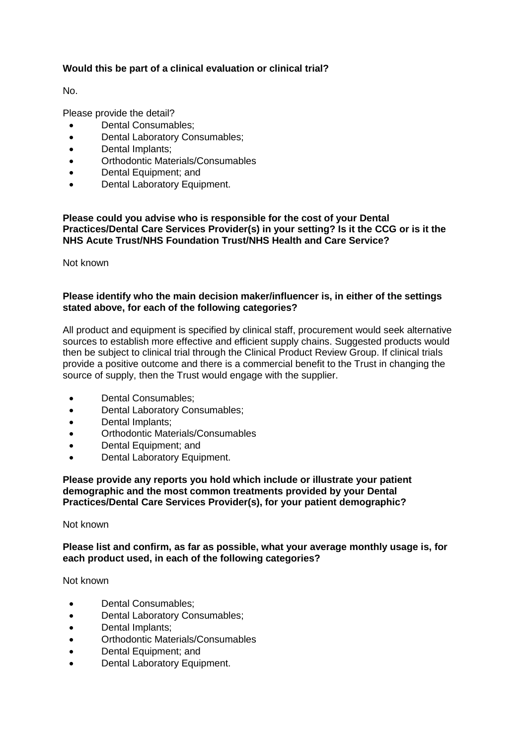**Would this be part of a clinical evaluation or clinical trial?**

No.

Please provide the detail?

- Dental Consumables;
- Dental Laboratory Consumables;
- Dental Implants;
- Orthodontic Materials/Consumables
- Dental Equipment; and
- Dental Laboratory Equipment.

**Please could you advise who is responsible for the cost of your Dental Practices/Dental Care Services Provider(s) in your setting? Is it the CCG or is it the NHS Acute Trust/NHS Foundation Trust/NHS Health and Care Service?**

Not known

**Please identify who the main decision maker/influencer is, in either of the settings stated above, for each of the following categories?**

All product and equipment is specified by clinical staff, procurement would seek alternative sources to establish more effective and efficient supply chains. Suggested products would then be subject to clinical trial through the Clinical Product Review Group. If clinical trials provide a positive outcome and there is a commercial benefit to the Trust in changing the source of supply, then the Trust would engage with the supplier.

- Dental Consumables;
- Dental Laboratory Consumables;
- Dental Implants;
- Orthodontic Materials/Consumables
- Dental Equipment; and
- Dental Laboratory Equipment.

**Please provide any reports you hold which include or illustrate your patient demographic and the most common treatments provided by your Dental Practices/Dental Care Services Provider(s), for your patient demographic?**

Not known

**Please list and confirm, as far as possible, what your average monthly usage is, for each product used, in each of the following categories?**

Not known

- Dental Consumables;
- Dental Laboratory Consumables;
- Dental Implants;
- Orthodontic Materials/Consumables
- Dental Equipment; and
- Dental Laboratory Equipment.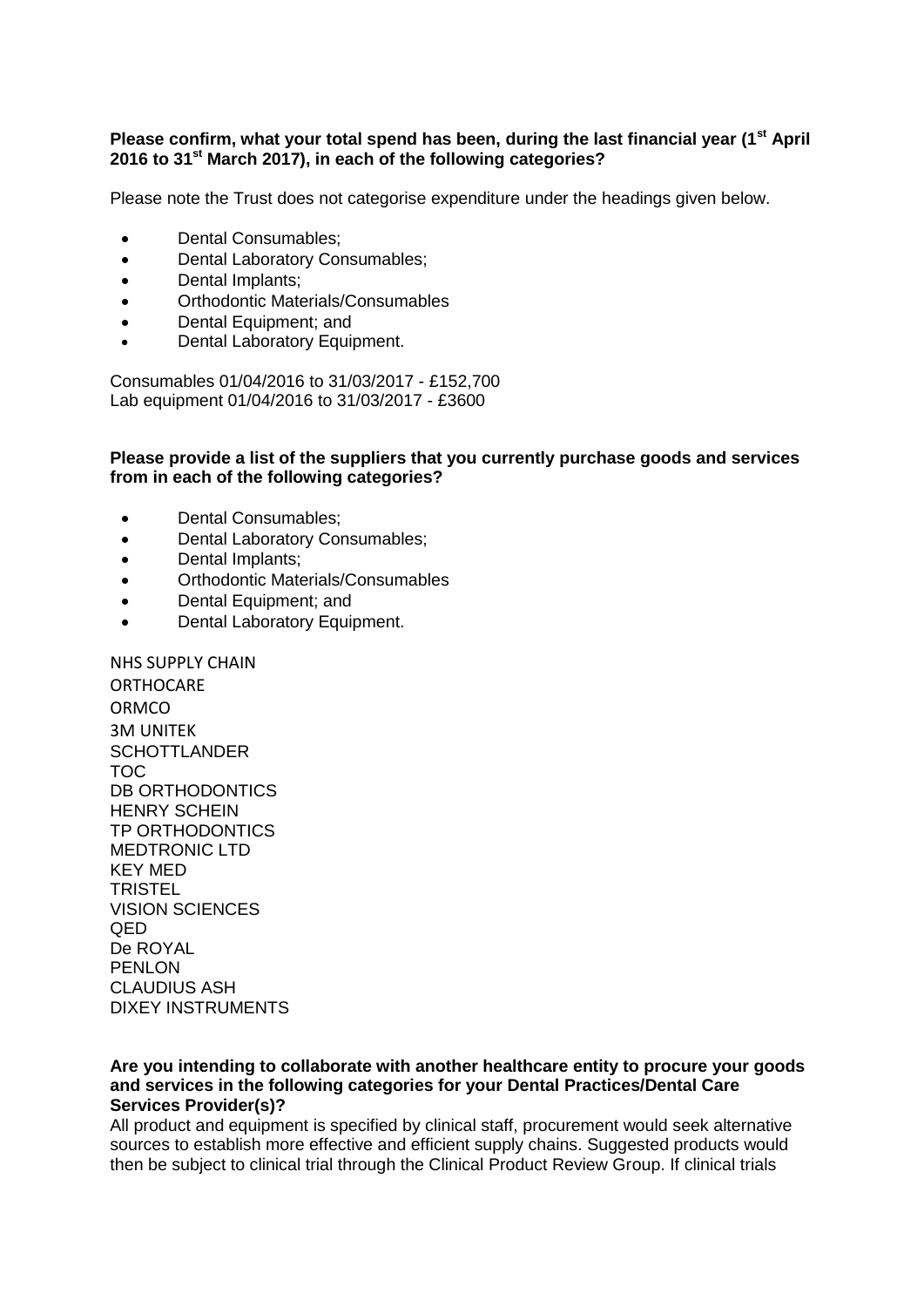**Please confirm, what your total spend has been, during the last financial year (1st April 2016 to 31st March 2017), in each of the following categories?**

Please note the Trust does not categorise expenditure under the headings given below.

- Dental Consumables;
- Dental Laboratory Consumables;
- Dental Implants;
- Orthodontic Materials/Consumables
- Dental Equipment; and
- Dental Laboratory Equipment.

Consumables 01/04/2016 to 31/03/2017 - £152,700
Lab equipment 01/04/2016 to 31/03/2017 - £3600

**Please provide a list of the suppliers that you currently purchase goods and services from in each of the following categories?**

- Dental Consumables;
- Dental Laboratory Consumables;
- Dental Implants;
- Orthodontic Materials/Consumables
- Dental Equipment; and
- Dental Laboratory Equipment.

NHS SUPPLY CHAIN
ORTHOCARE
ORMCO
3M UNITEK
SCHOTTLANDER
TOC
DB ORTHODONTICS
HENRY SCHEIN
TP ORTHODONTICS
MEDTRONIC LTD
KEY MED
TRISTEL
VISION SCIENCES
QED
De ROYAL
PENLON
CLAUDIUS ASH
DIXEY INSTRUMENTS

**Are you intending to collaborate with another healthcare entity to procure your goods and services in the following categories for your Dental Practices/Dental Care Services Provider(s)?**

All product and equipment is specified by clinical staff, procurement would seek alternative sources to establish more effective and efficient supply chains. Suggested products would then be subject to clinical trial through the Clinical Product Review Group. If clinical trials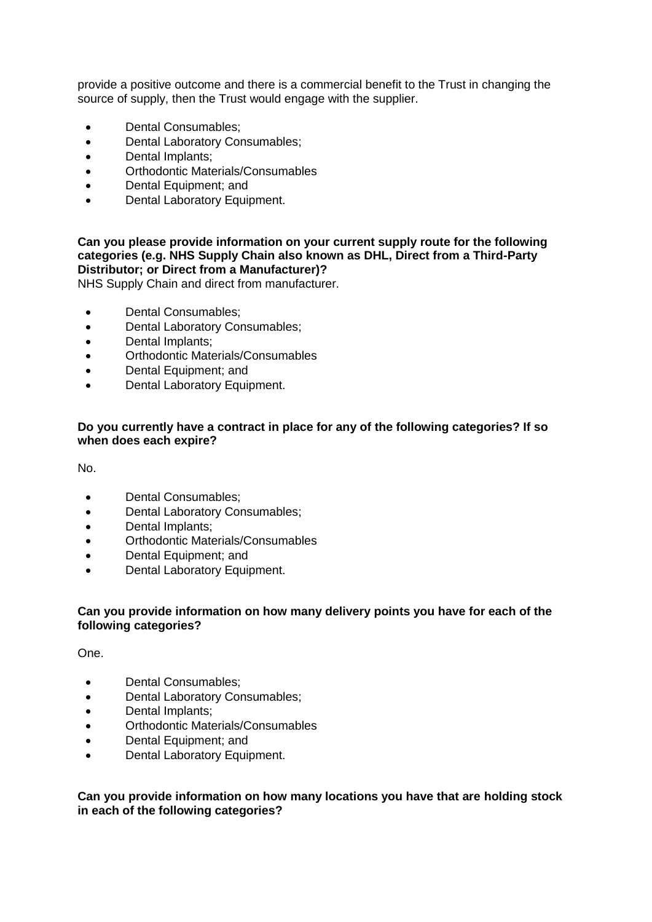provide a positive outcome and there is a commercial benefit to the Trust in changing the source of supply, then the Trust would engage with the supplier.

- Dental Consumables;
- Dental Laboratory Consumables;
- Dental Implants;
- Orthodontic Materials/Consumables
- Dental Equipment; and
- Dental Laboratory Equipment.

**Can you please provide information on your current supply route for the following categories (e.g. NHS Supply Chain also known as DHL, Direct from a Third-Party Distributor; or Direct from a Manufacturer)?**

NHS Supply Chain and direct from manufacturer.

- Dental Consumables;
- Dental Laboratory Consumables;
- Dental Implants;
- Orthodontic Materials/Consumables
- Dental Equipment; and
- Dental Laboratory Equipment.

**Do you currently have a contract in place for any of the following categories? If so when does each expire?**

No.

- Dental Consumables;
- Dental Laboratory Consumables;
- Dental Implants;
- Orthodontic Materials/Consumables
- Dental Equipment; and
- Dental Laboratory Equipment.

**Can you provide information on how many delivery points you have for each of the following categories?**

One.

- Dental Consumables;
- Dental Laboratory Consumables;
- Dental Implants;
- Orthodontic Materials/Consumables
- Dental Equipment; and
- Dental Laboratory Equipment.

**Can you provide information on how many locations you have that are holding stock in each of the following categories?**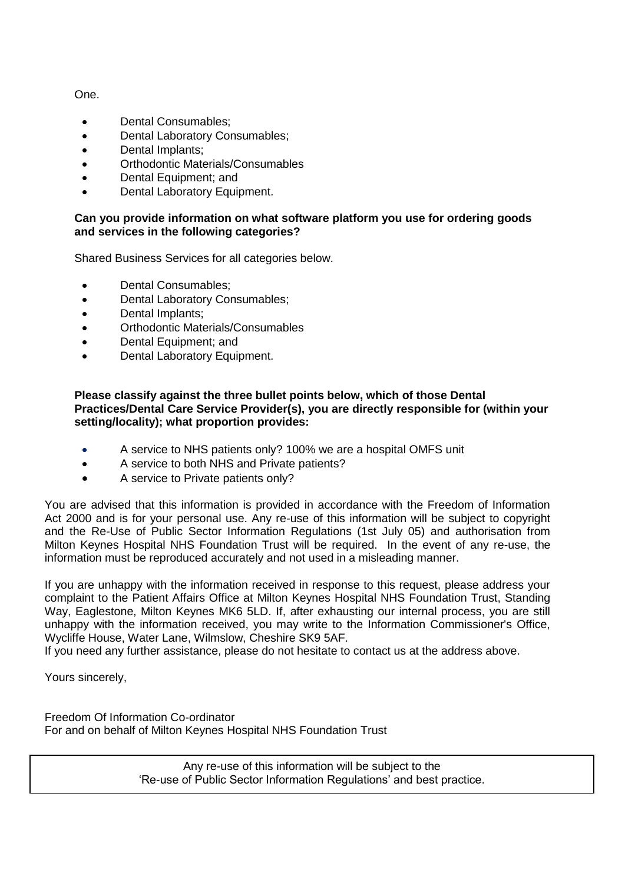One.

- Dental Consumables;
- Dental Laboratory Consumables;
- Dental Implants;
- Orthodontic Materials/Consumables
- Dental Equipment; and
- Dental Laboratory Equipment.

**Can you provide information on what software platform you use for ordering goods and services in the following categories?**

Shared Business Services for all categories below.

- Dental Consumables;
- Dental Laboratory Consumables;
- Dental Implants;
- Orthodontic Materials/Consumables
- Dental Equipment; and
- Dental Laboratory Equipment.

**Please classify against the three bullet points below, which of those Dental Practices/Dental Care Service Provider(s), you are directly responsible for (within your setting/locality); what proportion provides:**

- A service to NHS patients only? 100% we are a hospital OMFS unit
- A service to both NHS and Private patients?
- A service to Private patients only?

You are advised that this information is provided in accordance with the Freedom of Information Act 2000 and is for your personal use. Any re-use of this information will be subject to copyright and the Re-Use of Public Sector Information Regulations (1st July 05) and authorisation from Milton Keynes Hospital NHS Foundation Trust will be required. In the event of any re-use, the information must be reproduced accurately and not used in a misleading manner.

If you are unhappy with the information received in response to this request, please address your complaint to the Patient Affairs Office at Milton Keynes Hospital NHS Foundation Trust, Standing Way, Eaglestone, Milton Keynes MK6 5LD. If, after exhausting our internal process, you are still unhappy with the information received, you may write to the Information Commissioner's Office, Wycliffe House, Water Lane, Wilmslow, Cheshire SK9 5AF.
If you need any further assistance, please do not hesitate to contact us at the address above.

Yours sincerely,

Freedom Of Information Co-ordinator
For and on behalf of Milton Keynes Hospital NHS Foundation Trust

Any re-use of this information will be subject to the
'Re-use of Public Sector Information Regulations' and best practice.